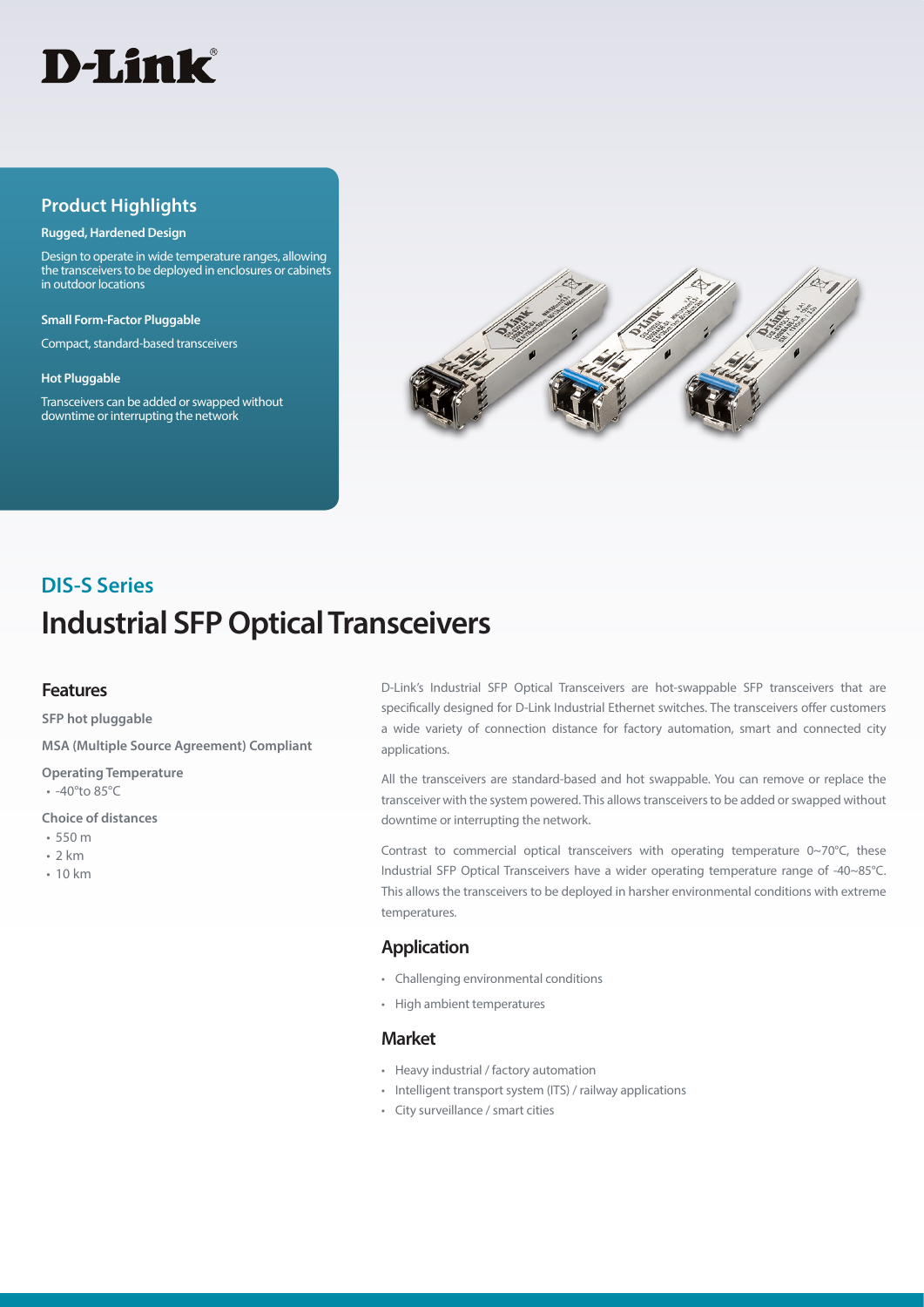D-Link

## Product Highlights

**Rugged, Hardened Design**

Design to operate in wide temperature ranges, allowing the transceivers to be deployed in enclosures or cabinets in outdoor locations

**Small Form-Factor Pluggable**

Compact, standard-based transceivers

**Hot Pluggable**

Transceivers can be added or swapped without downtime or interrupting the network

## DIS-S Series

# Industrial SFP Optical Transceivers

## Features

**SFP hot pluggable**

**MSA (Multiple Source Agreement) Compliant**

**Operating Temperature**

- -40°to 85°C

**Choice of distances**

- 550 m
- 2 km
- 10 km

D-Link's Industrial SFP Optical Transceivers are hot-swappable SFP transceivers that are specifically designed for D-Link Industrial Ethernet switches. The transceivers offer customers a wide variety of connection distance for factory automation, smart and connected city applications.

All the transceivers are standard-based and hot swappable. You can remove or replace the transceiver with the system powered. This allows transceivers to be added or swapped without downtime or interrupting the network.

Contrast to commercial optical transceivers with operating temperature 0~70°C, these Industrial SFP Optical Transceivers have a wider operating temperature range of -40~85°C. This allows the transceivers to be deployed in harsher environmental conditions with extreme temperatures.

## Application

- Challenging environmental conditions
- High ambient temperatures

## Market

- Heavy industrial / factory automation
- Intelligent transport system (ITS) / railway applications
- City surveillance / smart cities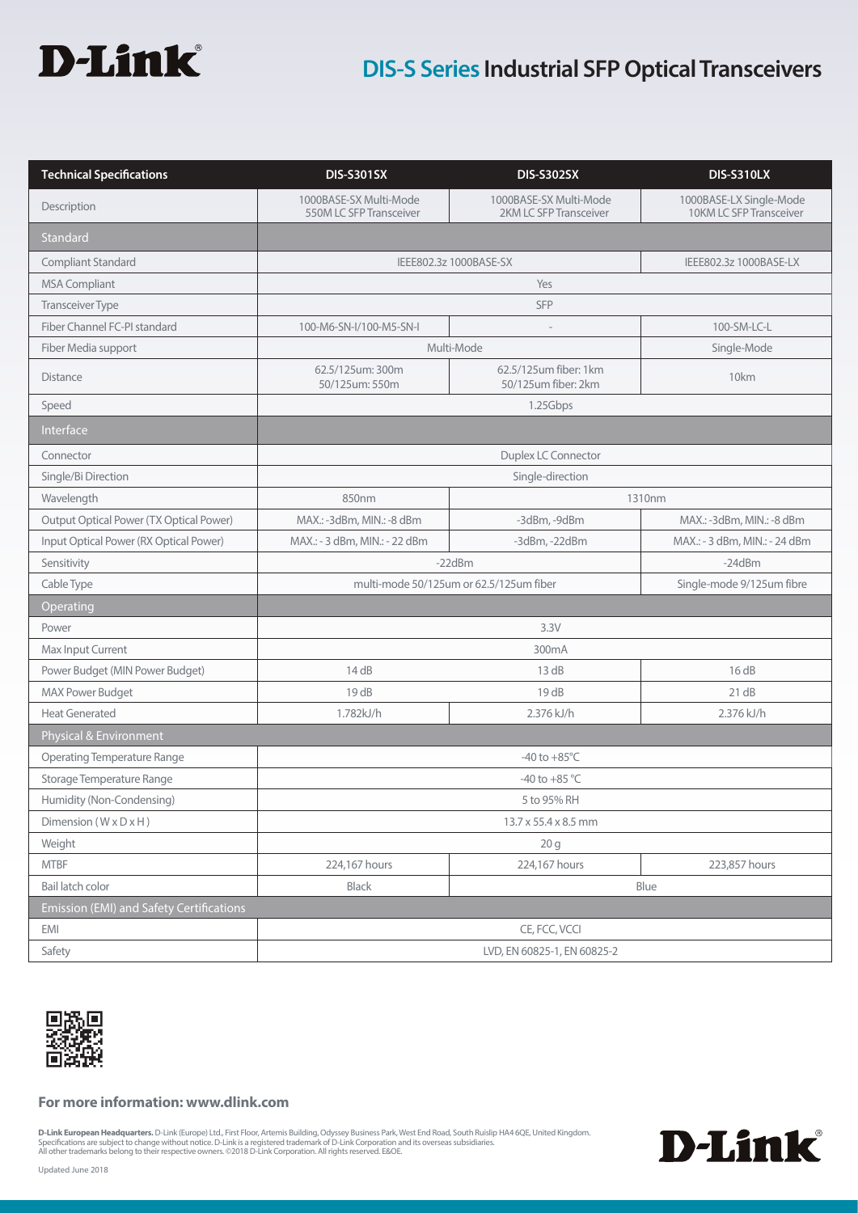# DIS-S Series Industrial SFP Optical Transceivers

| Technical Specifications | DIS-S301SX | DIS-S302SX | DIS-S310LX |
|---|---|---|---|
| Description | 1000BASE-SX Multi-Mode 550M LC SFP Transceiver | 1000BASE-SX Multi-Mode 2KM LC SFP Transceiver | 1000BASE-LX Single-Mode 10KM LC SFP Transceiver |
| **Standard** | | | |
| Compliant Standard | IEEE802.3z 1000BASE-SX | | IEEE802.3z 1000BASE-LX |
| MSA Compliant | Yes | | |
| Transceiver Type | SFP | | |
| Fiber Channel FC-PI standard | 100-M6-SN-I/100-M5-SN-I | - | 100-SM-LC-L |
| Fiber Media support | Multi-Mode | | Single-Mode |
| Distance | 62.5/125um: 300m<br>50/125um: 550m | 62.5/125um fiber: 1km<br>50/125um fiber: 2km | 10km |
| Speed | 1.25Gbps | | |
| **Interface** | | | |
| Connector | Duplex LC Connector | | |
| Single/Bi Direction | Single-direction | | |
| Wavelength | 850nm | 1310nm | |
| Output Optical Power (TX Optical Power) | MAX.: -3dBm, MIN.: -8 dBm | -3dBm, -9dBm | MAX.: -3dBm, MIN.: -8 dBm |
| Input Optical Power (RX Optical Power) | MAX.: - 3 dBm, MIN.: - 22 dBm | -3dBm, -22dBm | MAX.: - 3 dBm, MIN.: - 24 dBm |
| Sensitivity | -22dBm | | -24dBm |
| Cable Type | multi-mode 50/125um or 62.5/125um fiber | | Single-mode 9/125um fibre |
| **Operating** | | | |
| Power | 3.3V | | |
| Max Input Current | 300mA | | |
| Power Budget (MIN Power Budget) | 14 dB | 13 dB | 16 dB |
| MAX Power Budget | 19 dB | 19 dB | 21 dB |
| Heat Generated | 1.782kJ/h | 2.376 kJ/h | 2.376 kJ/h |
| **Physical & Environment** | | | |
| Operating Temperature Range | -40 to +85°C | | |
| Storage Temperature Range | -40 to +85 °C | | |
| Humidity (Non-Condensing) | 5 to 95% RH | | |
| Dimension ( W x D x H ) | 13.7 x 55.4 x 8.5 mm | | |
| Weight | 20 g | | |
| MTBF | 224,167 hours | 224,167 hours | 223,857 hours |
| Bail latch color | Black | Blue | |
| **Emission (EMI) and Safety Certifications** | | | |
| EMI | CE, FCC, VCCI | | |
| Safety | LVD, EN 60825-1, EN 60825-2 | | |

**For more information: www.dlink.com**

**D-Link European Headquarters.** D-Link (Europe) Ltd., First Floor, Artemis Building, Odyssey Business Park, West End Road, South Ruislip HA4 6QE, United Kingdom. Specifications are subject to change without notice. D-Link is a registered trademark of D-Link Corporation and its overseas subsidiaries. All other trademarks belong to their respective owners. ©2018 D-Link Corporation. All rights reserved. E&OE.

Updated June 2018